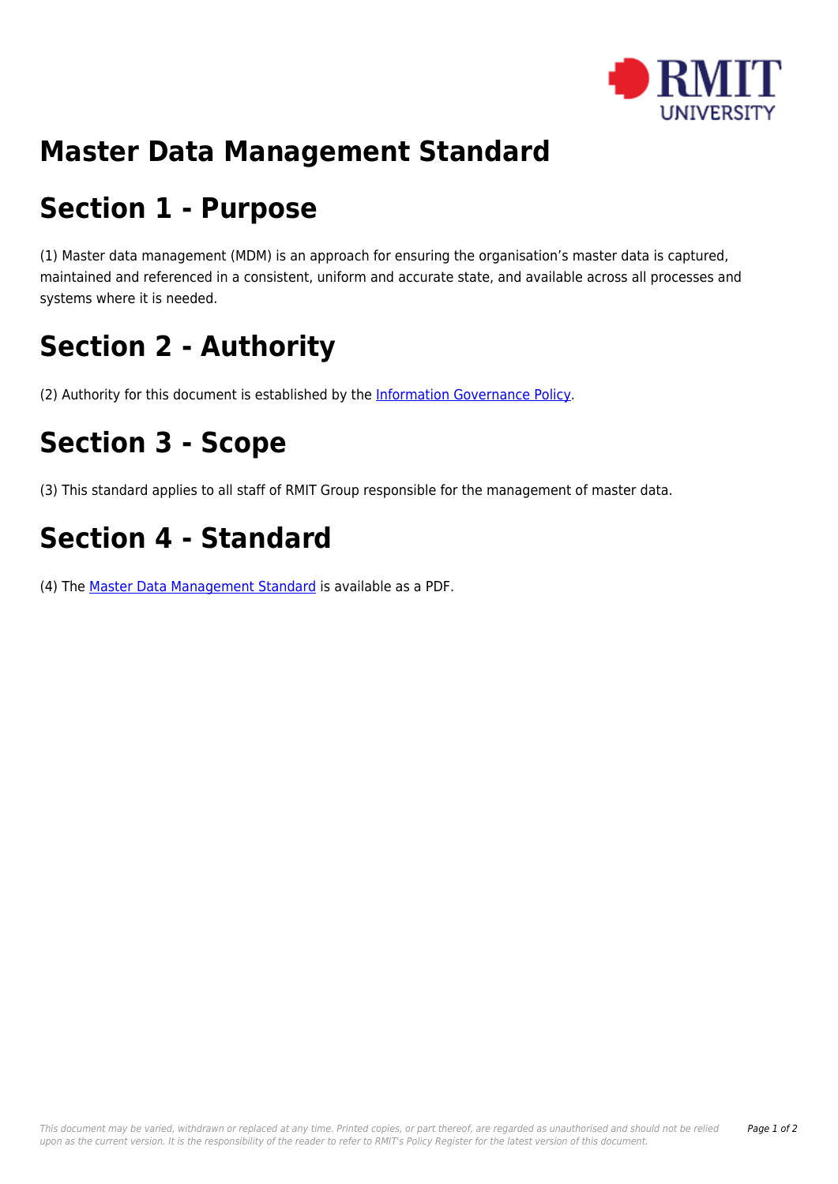# Master Data Management Standard

# Section 1 - Purpose

(1) Master data management (MDM) is an approach for ensuring the organisation's master data is captured, maintained and referenced in a consistent, uniform and accurate state, and available across all processes and systems where it is needed.

# Section 2 - Authority

(2) Authority for this document is established by the Information Governance Policy.

# Section 3 - Scope

(3) This standard applies to all staff of RMIT Group responsible for the management of master data.

# Section 4 - Standard

(4) The Master Data Management Standard is available as a PDF.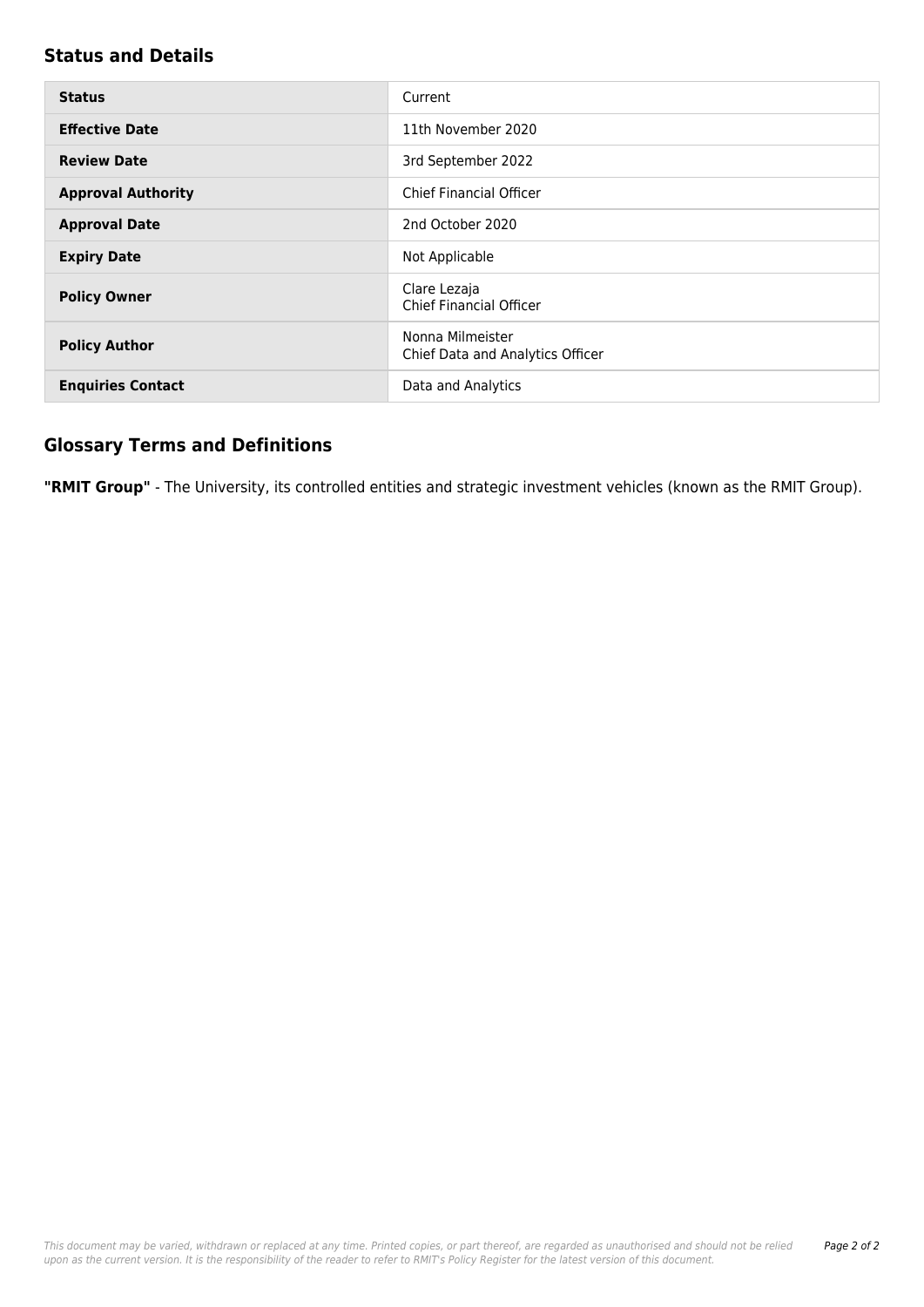## Status and Details

| | |
|---|---|
| **Status** | Current |
| **Effective Date** | 11th November 2020 |
| **Review Date** | 3rd September 2022 |
| **Approval Authority** | Chief Financial Officer |
| **Approval Date** | 2nd October 2020 |
| **Expiry Date** | Not Applicable |
| **Policy Owner** | Clare Lezaja<br>Chief Financial Officer |
| **Policy Author** | Nonna Milmeister<br>Chief Data and Analytics Officer |
| **Enquiries Contact** | Data and Analytics |

## Glossary Terms and Definitions

**"RMIT Group"** - The University, its controlled entities and strategic investment vehicles (known as the RMIT Group).